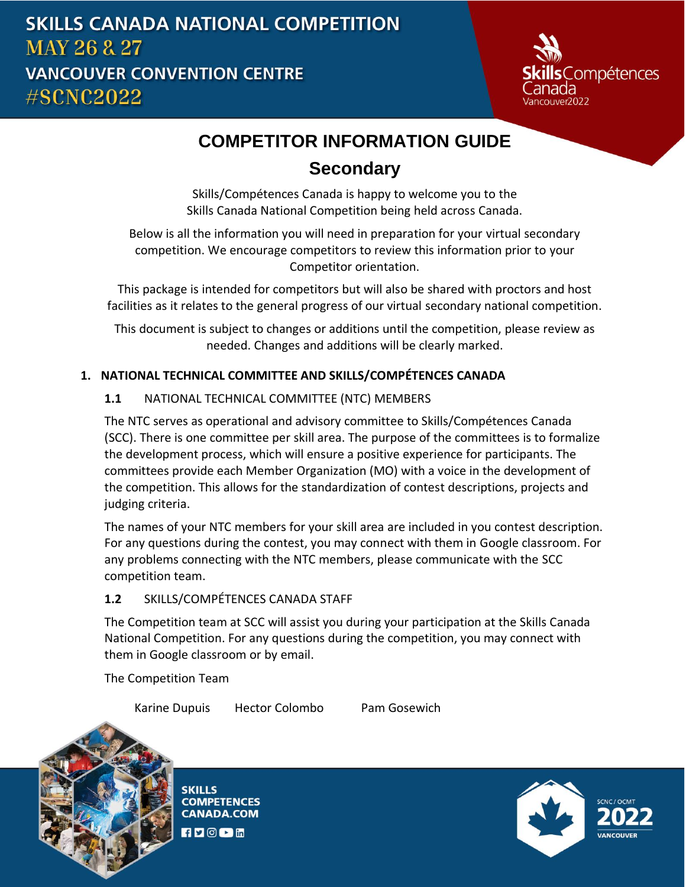SKILLS CANADA NATIONAL COMPETITION
MAY 26 & 27
VANCOUVER CONVENTION CENTRE
#SCNC2022

# COMPETITOR INFORMATION GUIDE

## Secondary

Skills/Compétences Canada is happy to welcome you to the Skills Canada National Competition being held across Canada.

Below is all the information you will need in preparation for your virtual secondary competition. We encourage competitors to review this information prior to your Competitor orientation.

This package is intended for competitors but will also be shared with proctors and host facilities as it relates to the general progress of our virtual secondary national competition.

This document is subject to changes or additions until the competition, please review as needed. Changes and additions will be clearly marked.

### 1. NATIONAL TECHNICAL COMMITTEE AND SKILLS/COMPÉTENCES CANADA

#### 1.1 NATIONAL TECHNICAL COMMITTEE (NTC) MEMBERS

The NTC serves as operational and advisory committee to Skills/Compétences Canada (SCC). There is one committee per skill area. The purpose of the committees is to formalize the development process, which will ensure a positive experience for participants. The committees provide each Member Organization (MO) with a voice in the development of the competition. This allows for the standardization of contest descriptions, projects and judging criteria.

The names of your NTC members for your skill area are included in you contest description. For any questions during the contest, you may connect with them in Google classroom. For any problems connecting with the NTC members, please communicate with the SCC competition team.

#### 1.2 SKILLS/COMPÉTENCES CANADA STAFF

The Competition team at SCC will assist you during your participation at the Skills Canada National Competition. For any questions during the competition, you may connect with them in Google classroom or by email.

The Competition Team

Karine Dupuis    Hector Colombo    Pam Gosewich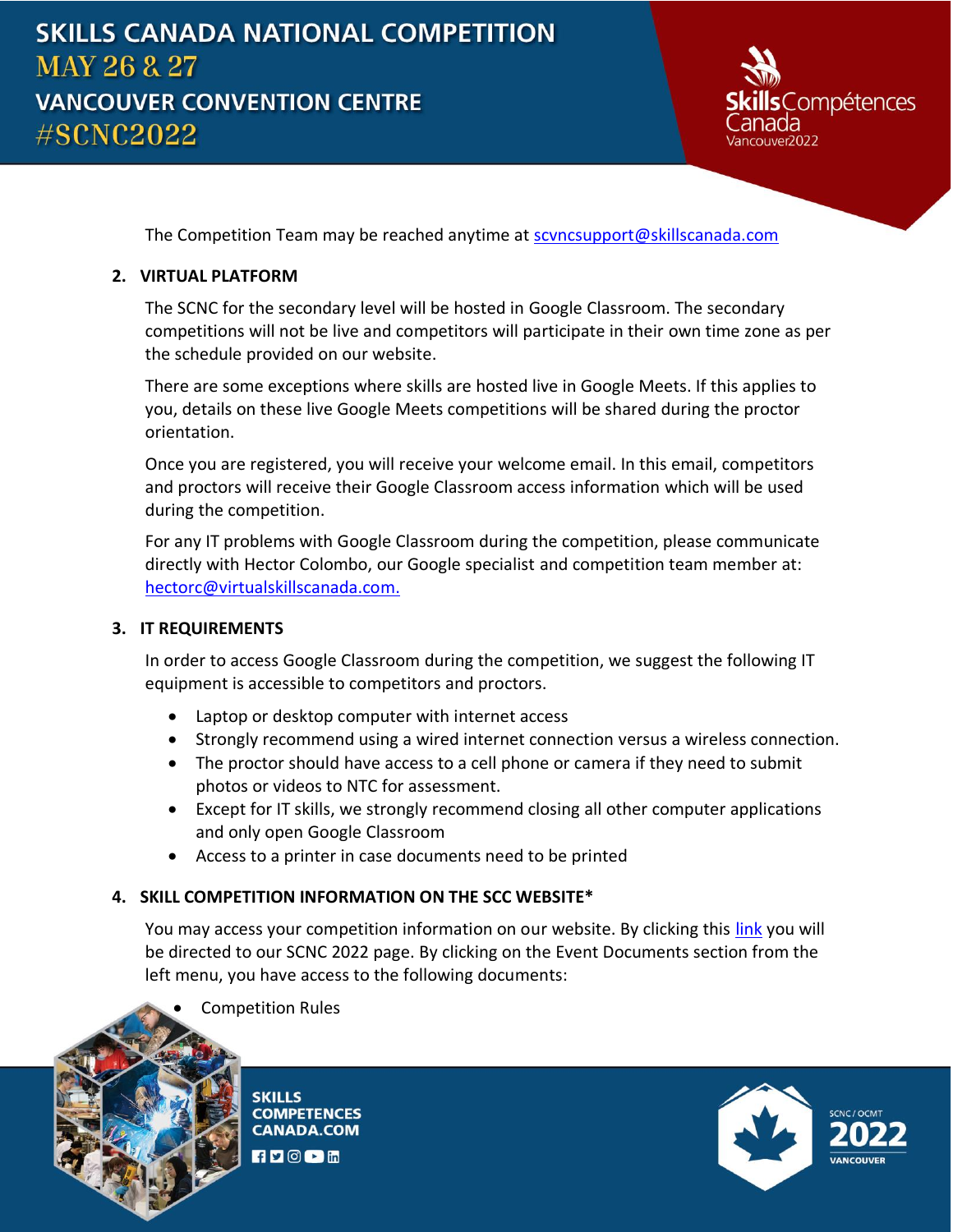The Competition Team may be reached anytime at scvncsupport@skillscanada.com

## 2. VIRTUAL PLATFORM

The SCNC for the secondary level will be hosted in Google Classroom. The secondary competitions will not be live and competitors will participate in their own time zone as per the schedule provided on our website.

There are some exceptions where skills are hosted live in Google Meets. If this applies to you, details on these live Google Meets competitions will be shared during the proctor orientation.

Once you are registered, you will receive your welcome email. In this email, competitors and proctors will receive their Google Classroom access information which will be used during the competition.

For any IT problems with Google Classroom during the competition, please communicate directly with Hector Colombo, our Google specialist and competition team member at: hectorc@virtualskillscanada.com.

## 3. IT REQUIREMENTS

In order to access Google Classroom during the competition, we suggest the following IT equipment is accessible to competitors and proctors.

- Laptop or desktop computer with internet access
- Strongly recommend using a wired internet connection versus a wireless connection.
- The proctor should have access to a cell phone or camera if they need to submit photos or videos to NTC for assessment.
- Except for IT skills, we strongly recommend closing all other computer applications and only open Google Classroom
- Access to a printer in case documents need to be printed

## 4. SKILL COMPETITION INFORMATION ON THE SCC WEBSITE*

You may access your competition information on our website. By clicking this link you will be directed to our SCNC 2022 page. By clicking on the Event Documents section from the left menu, you have access to the following documents:

- Competition Rules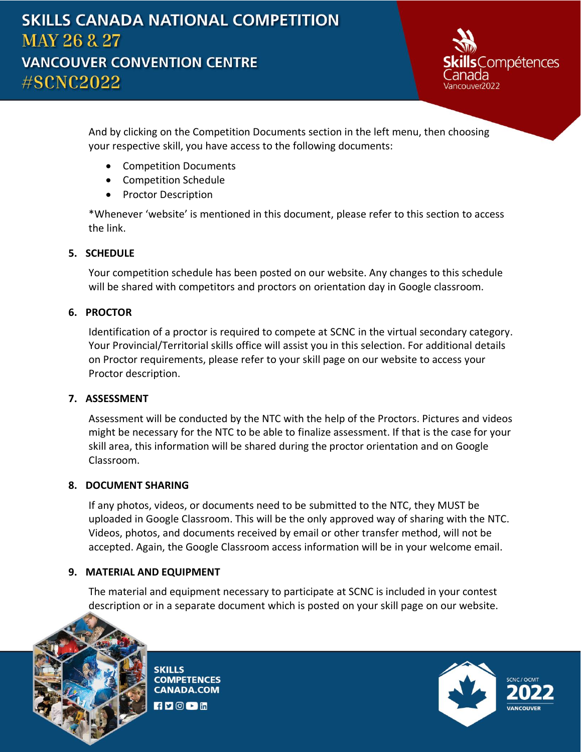And by clicking on the Competition Documents section in the left menu, then choosing your respective skill, you have access to the following documents:

- Competition Documents
- Competition Schedule
- Proctor Description

*Whenever 'website' is mentioned in this document, please refer to this section to access the link.

## 5. SCHEDULE

Your competition schedule has been posted on our website. Any changes to this schedule will be shared with competitors and proctors on orientation day in Google classroom.

## 6. PROCTOR

Identification of a proctor is required to compete at SCNC in the virtual secondary category. Your Provincial/Territorial skills office will assist you in this selection. For additional details on Proctor requirements, please refer to your skill page on our website to access your Proctor description.

## 7. ASSESSMENT

Assessment will be conducted by the NTC with the help of the Proctors. Pictures and videos might be necessary for the NTC to be able to finalize assessment. If that is the case for your skill area, this information will be shared during the proctor orientation and on Google Classroom.

## 8. DOCUMENT SHARING

If any photos, videos, or documents need to be submitted to the NTC, they MUST be uploaded in Google Classroom. This will be the only approved way of sharing with the NTC. Videos, photos, and documents received by email or other transfer method, will not be accepted. Again, the Google Classroom access information will be in your welcome email.

## 9. MATERIAL AND EQUIPMENT

The material and equipment necessary to participate at SCNC is included in your contest description or in a separate document which is posted on your skill page on our website.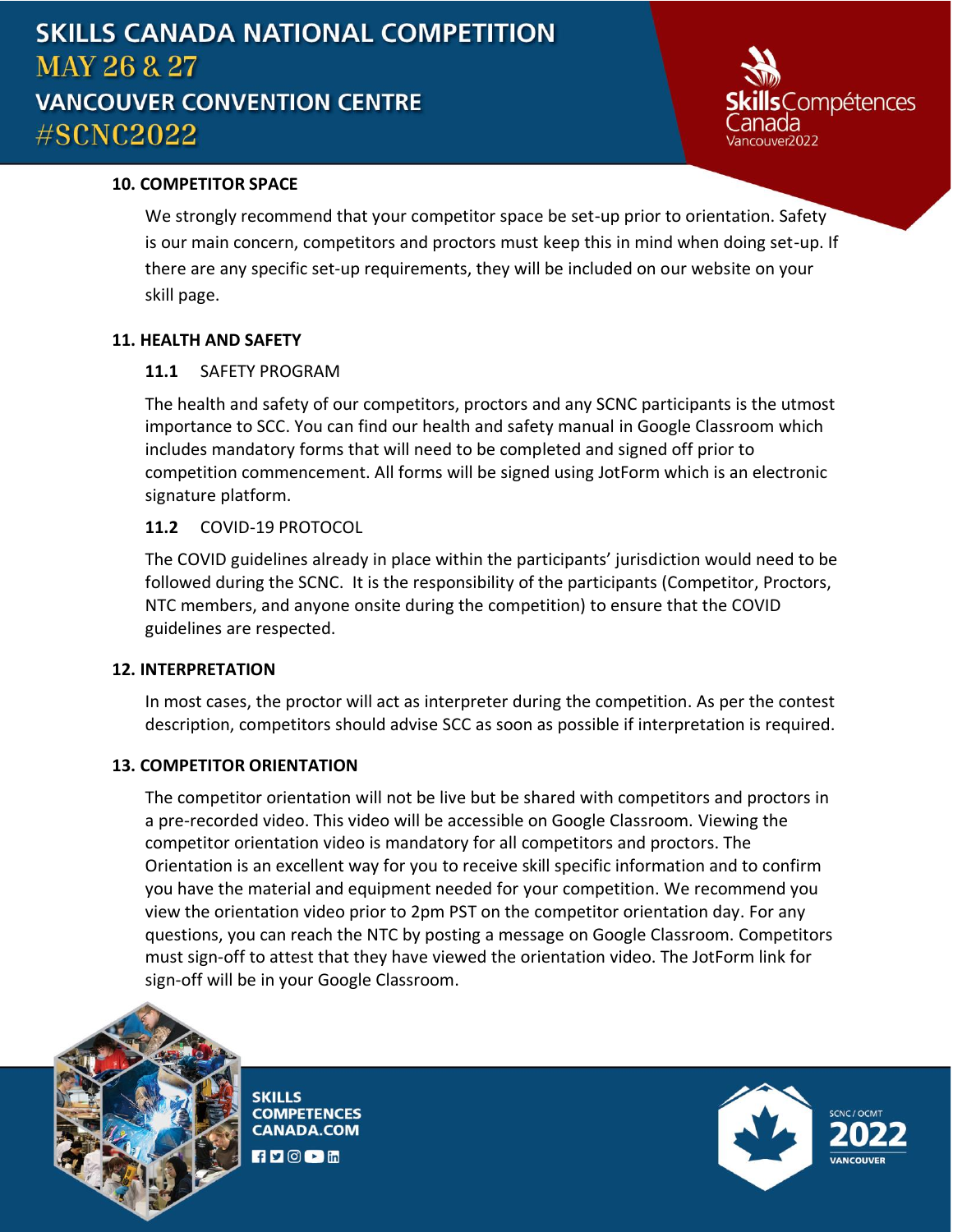## 10. COMPETITOR SPACE

We strongly recommend that your competitor space be set-up prior to orientation. Safety is our main concern, competitors and proctors must keep this in mind when doing set-up. If there are any specific set-up requirements, they will be included on our website on your skill page.

## 11. HEALTH AND SAFETY

### 11.1 SAFETY PROGRAM

The health and safety of our competitors, proctors and any SCNC participants is the utmost importance to SCC. You can find our health and safety manual in Google Classroom which includes mandatory forms that will need to be completed and signed off prior to competition commencement. All forms will be signed using JotForm which is an electronic signature platform.

### 11.2 COVID-19 PROTOCOL

The COVID guidelines already in place within the participants' jurisdiction would need to be followed during the SCNC. It is the responsibility of the participants (Competitor, Proctors, NTC members, and anyone onsite during the competition) to ensure that the COVID guidelines are respected.

## 12. INTERPRETATION

In most cases, the proctor will act as interpreter during the competition. As per the contest description, competitors should advise SCC as soon as possible if interpretation is required.

## 13. COMPETITOR ORIENTATION

The competitor orientation will not be live but be shared with competitors and proctors in a pre-recorded video. This video will be accessible on Google Classroom. Viewing the competitor orientation video is mandatory for all competitors and proctors. The Orientation is an excellent way for you to receive skill specific information and to confirm you have the material and equipment needed for your competition. We recommend you view the orientation video prior to 2pm PST on the competitor orientation day. For any questions, you can reach the NTC by posting a message on Google Classroom. Competitors must sign-off to attest that they have viewed the orientation video. The JotForm link for sign-off will be in your Google Classroom.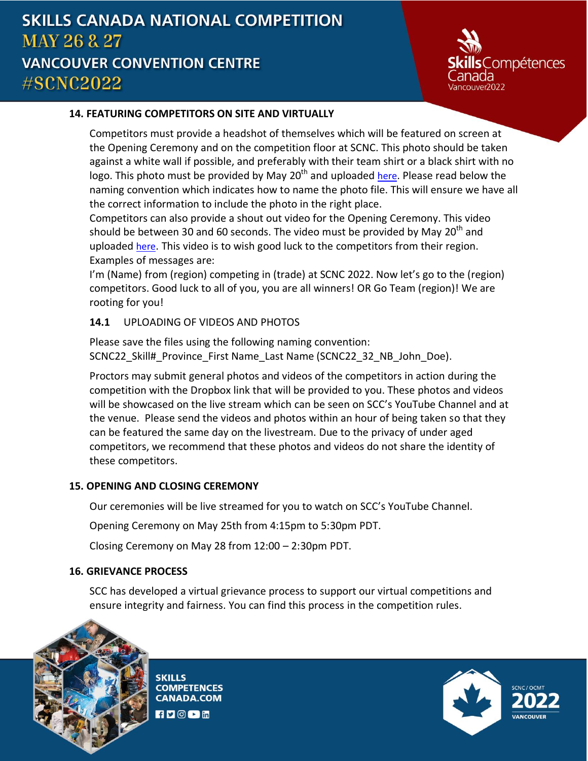## 14. FEATURING COMPETITORS ON SITE AND VIRTUALLY

Competitors must provide a headshot of themselves which will be featured on screen at the Opening Ceremony and on the competition floor at SCNC. This photo should be taken against a white wall if possible, and preferably with their team shirt or a black shirt with no logo. This photo must be provided by May 20th and uploaded here. Please read below the naming convention which indicates how to name the photo file. This will ensure we have all the correct information to include the photo in the right place.

Competitors can also provide a shout out video for the Opening Ceremony. This video should be between 30 and 60 seconds. The video must be provided by May 20th and uploaded here. This video is to wish good luck to the competitors from their region. Examples of messages are:

I'm (Name) from (region) competing in (trade) at SCNC 2022. Now let's go to the (region) competitors. Good luck to all of you, you are all winners! OR Go Team (region)! We are rooting for you!

### 14.1 UPLOADING OF VIDEOS AND PHOTOS

Please save the files using the following naming convention:
SCNC22_Skill#_Province_First Name_Last Name (SCNC22_32_NB_John_Doe).

Proctors may submit general photos and videos of the competitors in action during the competition with the Dropbox link that will be provided to you. These photos and videos will be showcased on the live stream which can be seen on SCC's YouTube Channel and at the venue. Please send the videos and photos within an hour of being taken so that they can be featured the same day on the livestream. Due to the privacy of under aged competitors, we recommend that these photos and videos do not share the identity of these competitors.

## 15. OPENING AND CLOSING CEREMONY

Our ceremonies will be live streamed for you to watch on SCC's YouTube Channel.

Opening Ceremony on May 25th from 4:15pm to 5:30pm PDT.

Closing Ceremony on May 28 from 12:00 – 2:30pm PDT.

## 16. GRIEVANCE PROCESS

SCC has developed a virtual grievance process to support our virtual competitions and ensure integrity and fairness. You can find this process in the competition rules.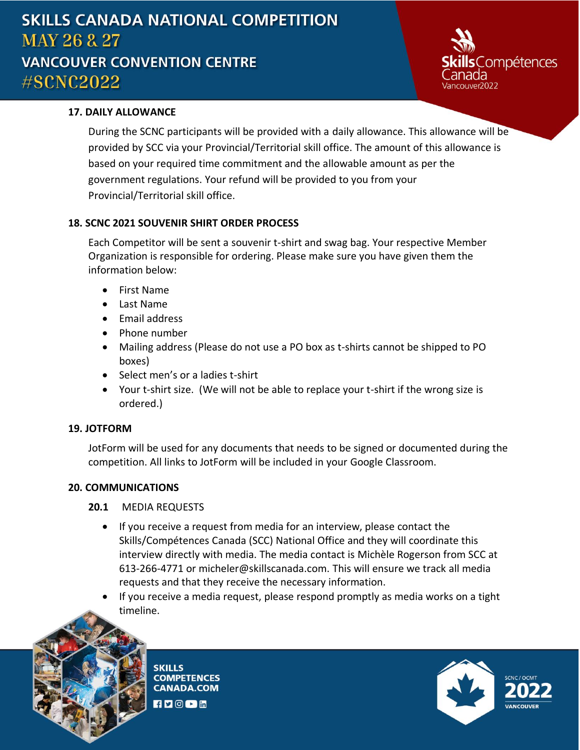## 17. DAILY ALLOWANCE

During the SCNC participants will be provided with a daily allowance. This allowance will be provided by SCC via your Provincial/Territorial skill office. The amount of this allowance is based on your required time commitment and the allowable amount as per the government regulations. Your refund will be provided to you from your Provincial/Territorial skill office.

## 18. SCNC 2021 SOUVENIR SHIRT ORDER PROCESS

Each Competitor will be sent a souvenir t-shirt and swag bag. Your respective Member Organization is responsible for ordering. Please make sure you have given them the information below:

- First Name
- Last Name
- Email address
- Phone number
- Mailing address (Please do not use a PO box as t-shirts cannot be shipped to PO boxes)
- Select men's or a ladies t-shirt
- Your t-shirt size. (We will not be able to replace your t-shirt if the wrong size is ordered.)

## 19. JOTFORM

JotForm will be used for any documents that needs to be signed or documented during the competition. All links to JotForm will be included in your Google Classroom.

## 20. COMMUNICATIONS

### 20.1 MEDIA REQUESTS

- If you receive a request from media for an interview, please contact the Skills/Compétences Canada (SCC) National Office and they will coordinate this interview directly with media. The media contact is Michèle Rogerson from SCC at 613-266-4771 or micheler@skillscanada.com. This will ensure we track all media requests and that they receive the necessary information.
- If you receive a media request, please respond promptly as media works on a tight timeline.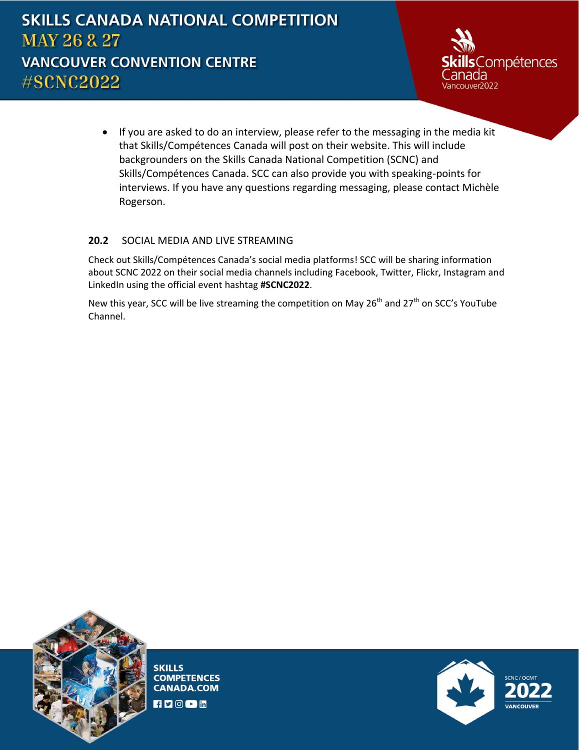- If you are asked to do an interview, please refer to the messaging in the media kit that Skills/Compétences Canada will post on their website. This will include backgrounders on the Skills Canada National Competition (SCNC) and Skills/Compétences Canada. SCC can also provide you with speaking-points for interviews. If you have any questions regarding messaging, please contact Michèle Rogerson.

### 20.2 SOCIAL MEDIA AND LIVE STREAMING

Check out Skills/Compétences Canada's social media platforms! SCC will be sharing information about SCNC 2022 on their social media channels including Facebook, Twitter, Flickr, Instagram and LinkedIn using the official event hashtag **#SCNC2022**.

New this year, SCC will be live streaming the competition on May 26th and 27th on SCC's YouTube Channel.